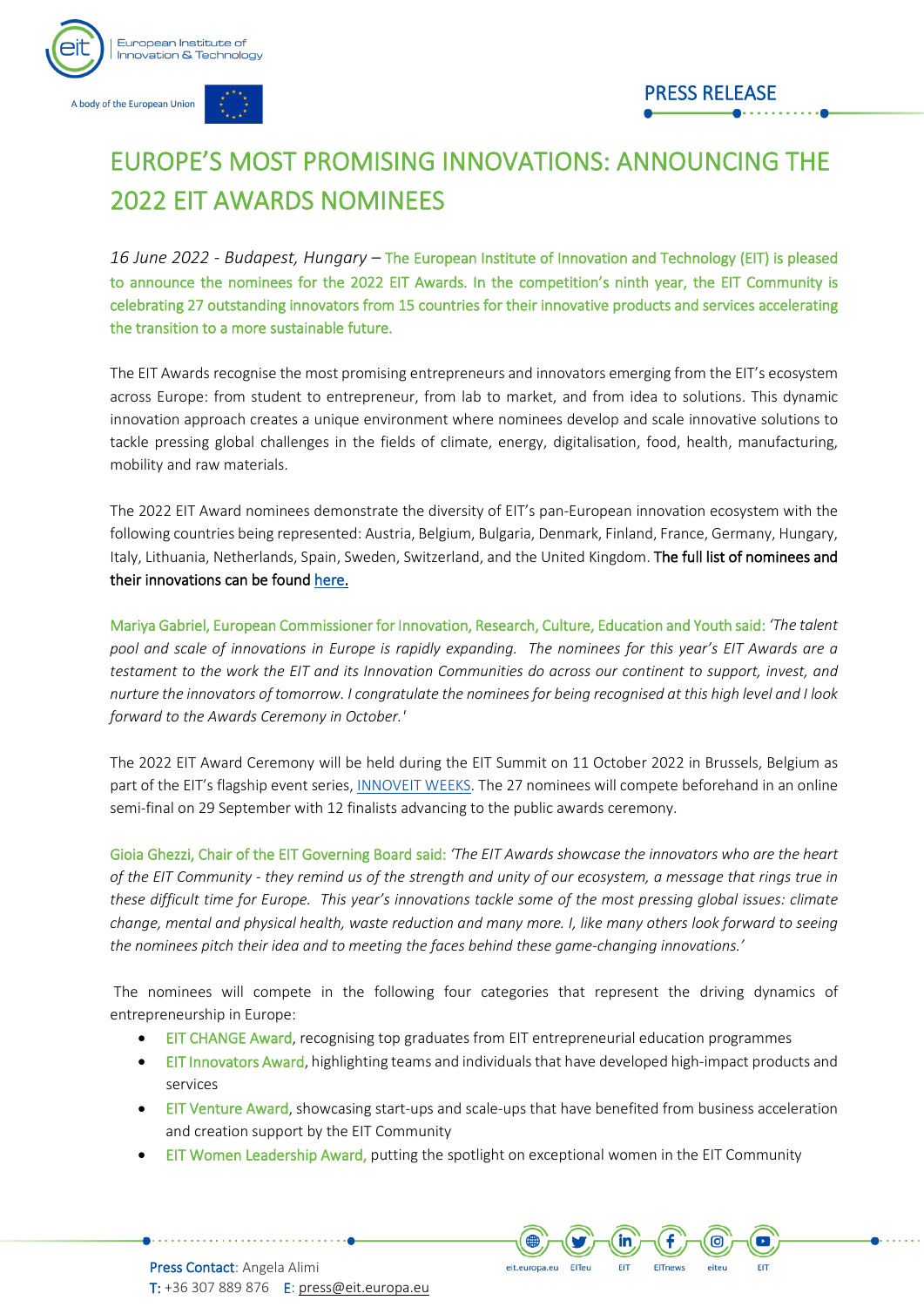European Institute of Innovation & Technology

A body of the European Union

PRESS RELEASE

# EUROPE'S MOST PROMISING INNOVATIONS: ANNOUNCING THE 2022 EIT AWARDS NOMINEES

*16 June 2022 - Budapest, Hungary* – The European Institute of Innovation and Technology (EIT) is pleased to announce the nominees for the 2022 EIT Awards. In the competition's ninth year, the EIT Community is celebrating 27 outstanding innovators from 15 countries for their innovative products and services accelerating the transition to a more sustainable future.

The EIT Awards recognise the most promising entrepreneurs and innovators emerging from the EIT's ecosystem across Europe: from student to entrepreneur, from lab to market, and from idea to solutions. This dynamic innovation approach creates a unique environment where nominees develop and scale innovative solutions to tackle pressing global challenges in the fields of climate, energy, digitalisation, food, health, manufacturing, mobility and raw materials.

The 2022 EIT Award nominees demonstrate the diversity of EIT's pan-European innovation ecosystem with the following countries being represented: Austria, Belgium, Bulgaria, Denmark, Finland, France, Germany, Hungary, Italy, Lithuania, Netherlands, Spain, Sweden, Switzerland, and the United Kingdom. **The full list of nominees and their innovations can be found here.**

Mariya Gabriel, European Commissioner for Innovation, Research, Culture, Education and Youth said: *'The talent pool and scale of innovations in Europe is rapidly expanding. The nominees for this year's EIT Awards are a testament to the work the EIT and its Innovation Communities do across our continent to support, invest, and nurture the innovators of tomorrow. I congratulate the nominees for being recognised at this high level and I look forward to the Awards Ceremony in October.'*

The 2022 EIT Award Ceremony will be held during the EIT Summit on 11 October 2022 in Brussels, Belgium as part of the EIT's flagship event series, INNOVEIT WEEKS. The 27 nominees will compete beforehand in an online semi-final on 29 September with 12 finalists advancing to the public awards ceremony.

Gioia Ghezzi, Chair of the EIT Governing Board said: *'The EIT Awards showcase the innovators who are the heart of the EIT Community - they remind us of the strength and unity of our ecosystem, a message that rings true in these difficult time for Europe. This year's innovations tackle some of the most pressing global issues: climate change, mental and physical health, waste reduction and many more. I, like many others look forward to seeing the nominees pitch their idea and to meeting the faces behind these game-changing innovations.'*

The nominees will compete in the following four categories that represent the driving dynamics of entrepreneurship in Europe:

- EIT CHANGE Award, recognising top graduates from EIT entrepreneurial education programmes
- EIT Innovators Award, highlighting teams and individuals that have developed high-impact products and services
- EIT Venture Award, showcasing start-ups and scale-ups that have benefited from business acceleration and creation support by the EIT Community
- EIT Women Leadership Award, putting the spotlight on exceptional women in the EIT Community

Press Contact: Angela Alimi
T: +36 307 889 876 E: press@eit.europa.eu

eit.europa.eu EITeu EIT EITnews eiteu EIT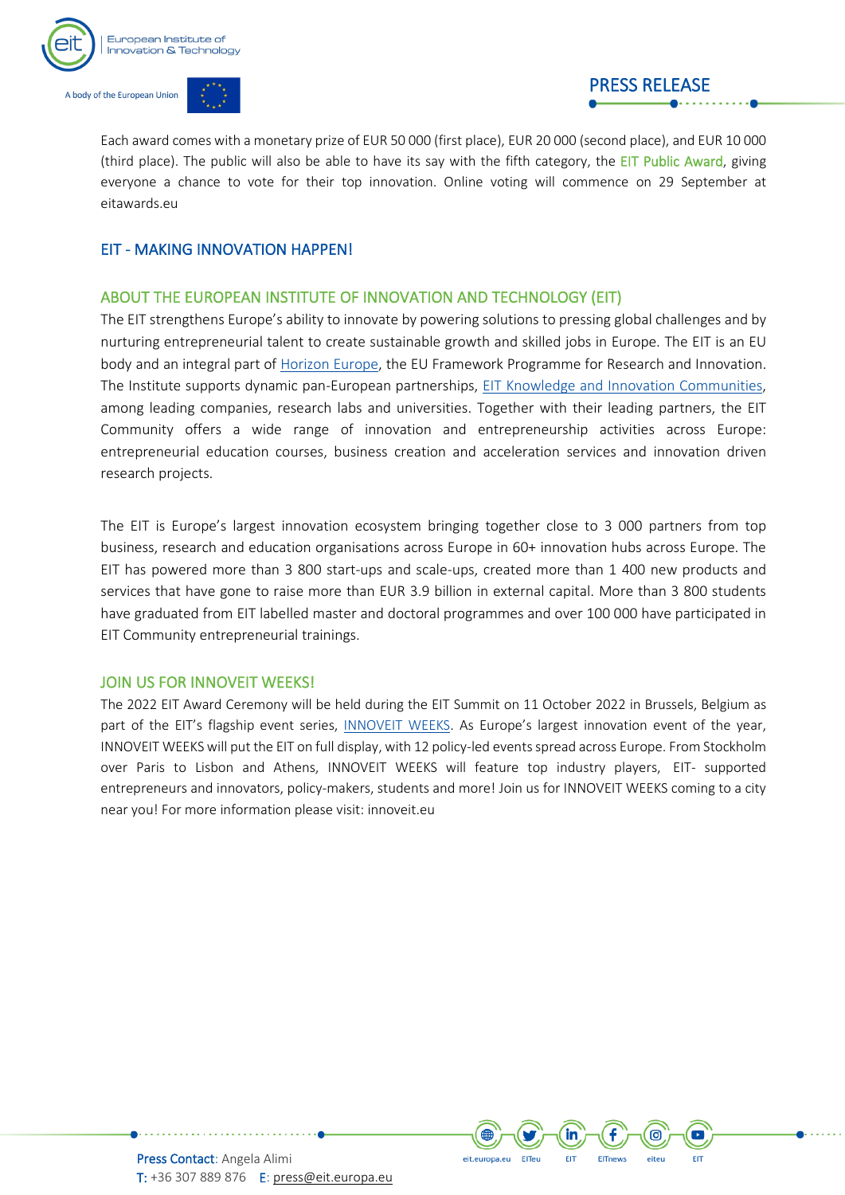Each award comes with a monetary prize of EUR 50 000 (first place), EUR 20 000 (second place), and EUR 10 000 (third place). The public will also be able to have its say with the fifth category, the EIT Public Award, giving everyone a chance to vote for their top innovation. Online voting will commence on 29 September at eitawards.eu

## EIT - MAKING INNOVATION HAPPEN!

## ABOUT THE EUROPEAN INSTITUTE OF INNOVATION AND TECHNOLOGY (EIT)

The EIT strengthens Europe's ability to innovate by powering solutions to pressing global challenges and by nurturing entrepreneurial talent to create sustainable growth and skilled jobs in Europe. The EIT is an EU body and an integral part of Horizon Europe, the EU Framework Programme for Research and Innovation. The Institute supports dynamic pan-European partnerships, EIT Knowledge and Innovation Communities, among leading companies, research labs and universities. Together with their leading partners, the EIT Community offers a wide range of innovation and entrepreneurship activities across Europe: entrepreneurial education courses, business creation and acceleration services and innovation driven research projects.

The EIT is Europe's largest innovation ecosystem bringing together close to 3 000 partners from top business, research and education organisations across Europe in 60+ innovation hubs across Europe. The EIT has powered more than 3 800 start-ups and scale-ups, created more than 1 400 new products and services that have gone to raise more than EUR 3.9 billion in external capital. More than 3 800 students have graduated from EIT labelled master and doctoral programmes and over 100 000 have participated in EIT Community entrepreneurial trainings.

## JOIN US FOR INNOVEIT WEEKS!

The 2022 EIT Award Ceremony will be held during the EIT Summit on 11 October 2022 in Brussels, Belgium as part of the EIT's flagship event series, INNOVEIT WEEKS. As Europe's largest innovation event of the year, INNOVEIT WEEKS will put the EIT on full display, with 12 policy-led events spread across Europe. From Stockholm over Paris to Lisbon and Athens, INNOVEIT WEEKS will feature top industry players, EIT- supported entrepreneurs and innovators, policy-makers, students and more! Join us for INNOVEIT WEEKS coming to a city near you! For more information please visit: innoveit.eu

**Press Contact**: Angela Alimi
**T**: +36 307 889 876 **E**: press@eit.europa.eu